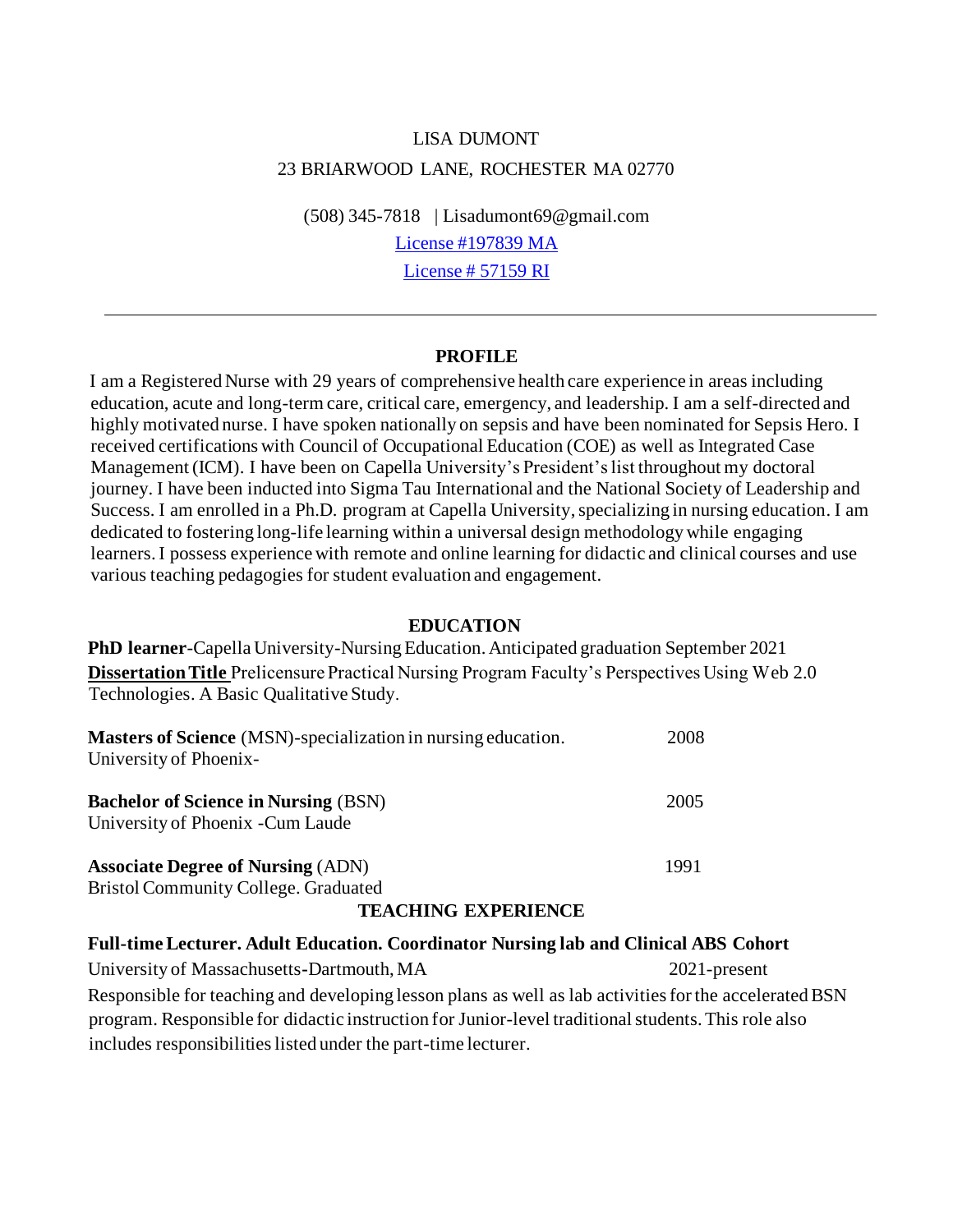# LISA DUMONT

23 BRIARWOOD LANE, ROCHESTER MA 02770

(508) 345-7818 | Lisadumont69@gmail.com

License #197839 MA

License # 57159 RI

---

## PROFILE

I am a Registered Nurse with 29 years of comprehensive health care experience in areas including education, acute and long-term care, critical care, emergency, and leadership. I am a self-directed and highly motivated nurse. I have spoken nationally on sepsis and have been nominated for Sepsis Hero. I received certifications with Council of Occupational Education (COE) as well as Integrated Case Management (ICM). I have been on Capella University's President's list throughout my doctoral journey. I have been inducted into Sigma Tau International and the National Society of Leadership and Success. I am enrolled in a Ph.D. program at Capella University, specializing in nursing education. I am dedicated to fostering long-life learning within a universal design methodology while engaging learners. I possess experience with remote and online learning for didactic and clinical courses and use various teaching pedagogies for student evaluation and engagement.

## EDUCATION

**PhD learner**-Capella University-Nursing Education. Anticipated graduation September 2021
**Dissertation Title** Prelicensure Practical Nursing Program Faculty's Perspectives Using Web 2.0 Technologies. A Basic Qualitative Study.

**Masters of Science** (MSN)-specialization in nursing education. — 2008
University of Phoenix-

**Bachelor of Science in Nursing** (BSN) — 2005
University of Phoenix -Cum Laude

**Associate Degree of Nursing** (ADN) — 1991
Bristol Community College. Graduated

## TEACHING EXPERIENCE

**Full-time Lecturer. Adult Education. Coordinator Nursing lab and Clinical ABS Cohort**
University of Massachusetts-Dartmouth, MA — 2021-present

Responsible for teaching and developing lesson plans as well as lab activities for the accelerated BSN program. Responsible for didactic instruction for Junior-level traditional students. This role also includes responsibilities listed under the part-time lecturer.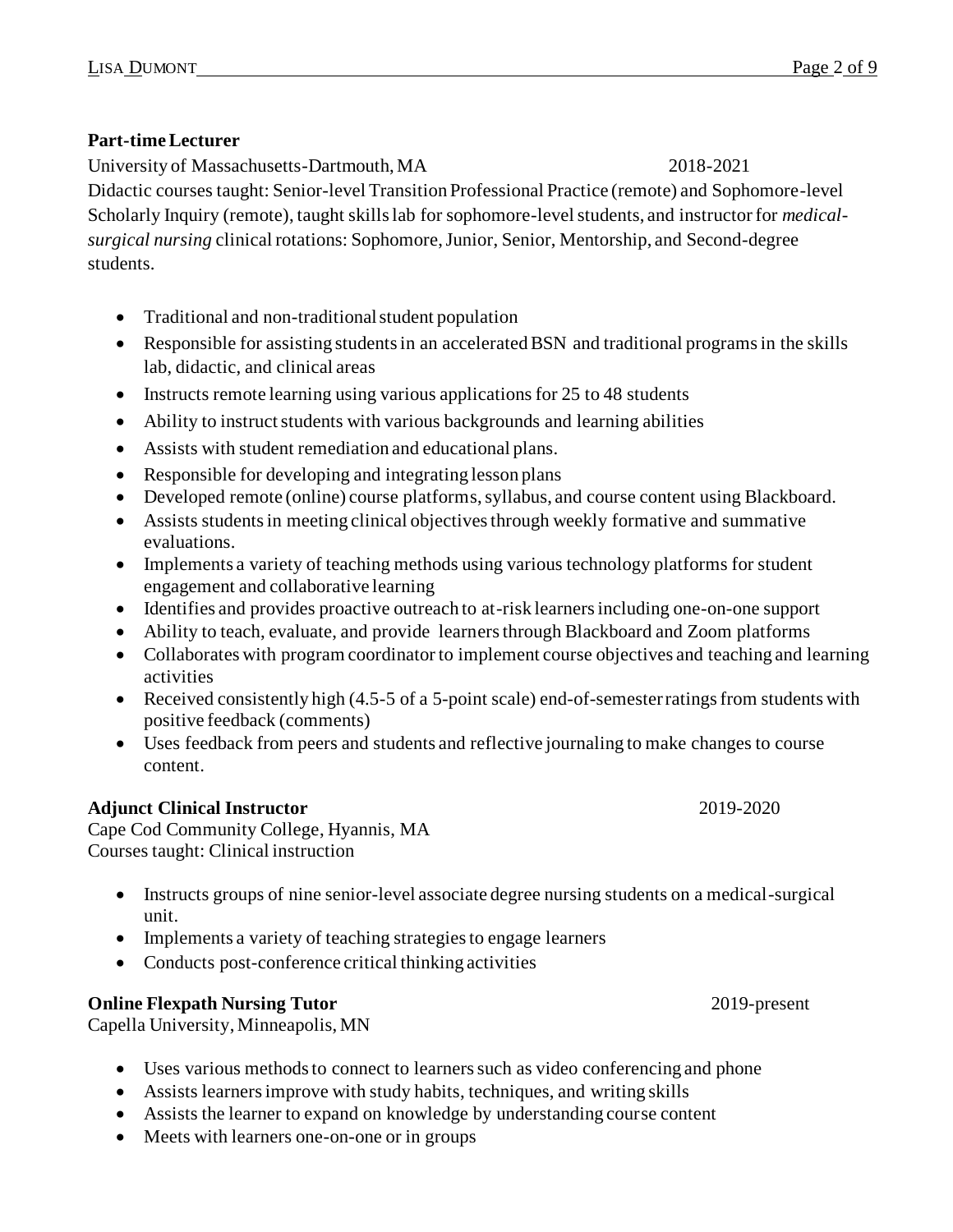**Part-time Lecturer**

University of Massachusetts-Dartmouth, MA 2018-2021

Didactic courses taught: Senior-level Transition Professional Practice (remote) and Sophomore-level Scholarly Inquiry (remote), taught skills lab for sophomore-level students, and instructor for *medical-surgical nursing* clinical rotations: Sophomore, Junior, Senior, Mentorship, and Second-degree students.

- Traditional and non-traditional student population
- Responsible for assisting students in an accelerated BSN and traditional programs in the skills lab, didactic, and clinical areas
- Instructs remote learning using various applications for 25 to 48 students
- Ability to instruct students with various backgrounds and learning abilities
- Assists with student remediation and educational plans.
- Responsible for developing and integrating lesson plans
- Developed remote (online) course platforms, syllabus, and course content using Blackboard.
- Assists students in meeting clinical objectives through weekly formative and summative evaluations.
- Implements a variety of teaching methods using various technology platforms for student engagement and collaborative learning
- Identifies and provides proactive outreach to at-risk learners including one-on-one support
- Ability to teach, evaluate, and provide learners through Blackboard and Zoom platforms
- Collaborates with program coordinator to implement course objectives and teaching and learning activities
- Received consistently high (4.5-5 of a 5-point scale) end-of-semester ratings from students with positive feedback (comments)
- Uses feedback from peers and students and reflective journaling to make changes to course content.

**Adjunct Clinical Instructor** 2019-2020

Cape Cod Community College, Hyannis, MA

Courses taught: Clinical instruction

- Instructs groups of nine senior-level associate degree nursing students on a medical-surgical unit.
- Implements a variety of teaching strategies to engage learners
- Conducts post-conference critical thinking activities

**Online Flexpath Nursing Tutor** 2019-present

Capella University, Minneapolis, MN

- Uses various methods to connect to learners such as video conferencing and phone
- Assists learners improve with study habits, techniques, and writing skills
- Assists the learner to expand on knowledge by understanding course content
- Meets with learners one-on-one or in groups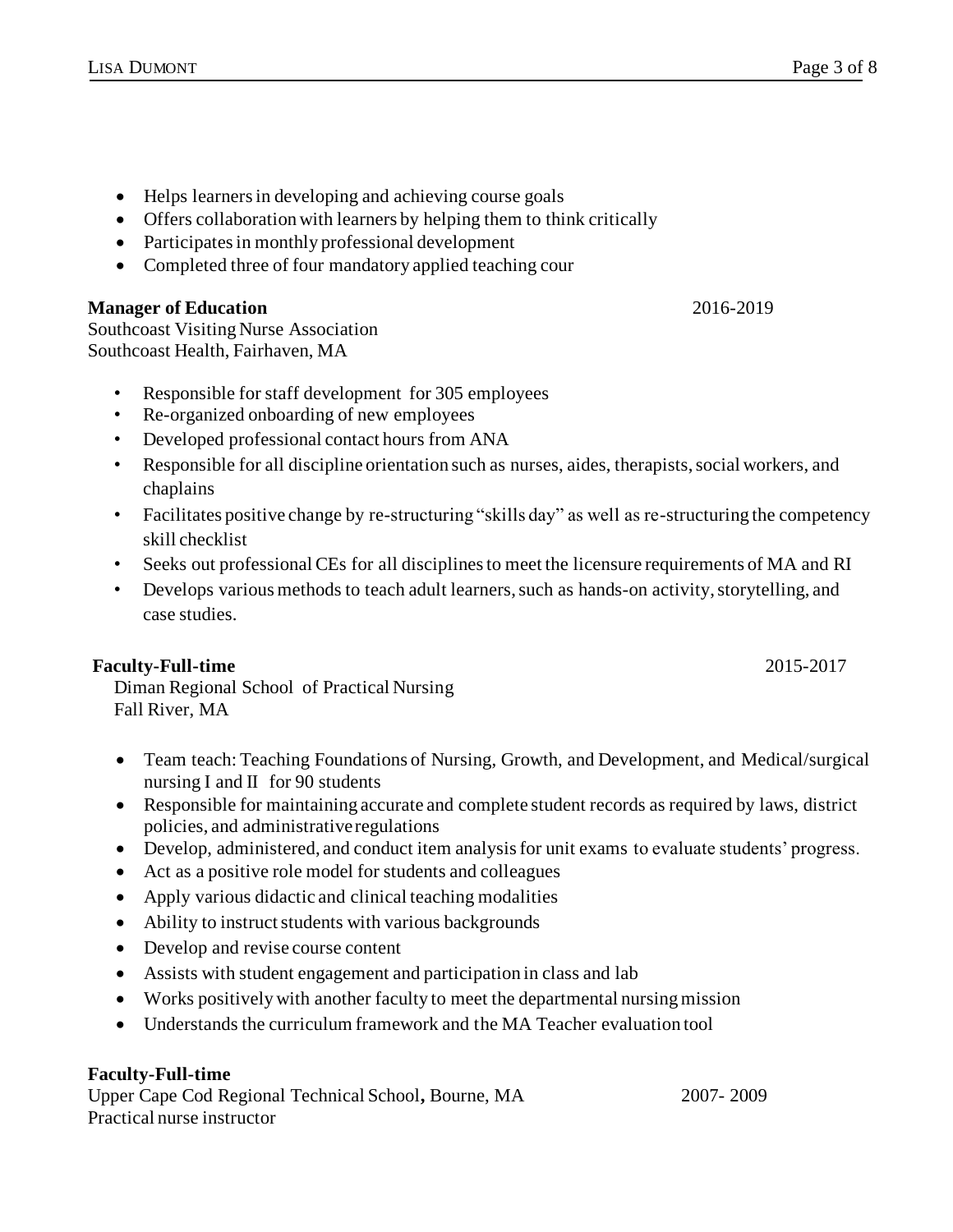- Helps learners in developing and achieving course goals
- Offers collaboration with learners by helping them to think critically
- Participates in monthly professional development
- Completed three of four mandatory applied teaching cour

**Manager of Education** 2016-2019
Southcoast Visiting Nurse Association
Southcoast Health, Fairhaven, MA

- Responsible for staff development for 305 employees
- Re-organized onboarding of new employees
- Developed professional contact hours from ANA
- Responsible for all discipline orientation such as nurses, aides, therapists, social workers, and chaplains
- Facilitates positive change by re-structuring "skills day" as well as re-structuring the competency skill checklist
- Seeks out professional CEs for all disciplines to meet the licensure requirements of MA and RI
- Develops various methods to teach adult learners, such as hands-on activity, storytelling, and case studies.

**Faculty-Full-time** 2015-2017
Diman Regional School of Practical Nursing
Fall River, MA

- Team teach: Teaching Foundations of Nursing, Growth, and Development, and Medical/surgical nursing I and II for 90 students
- Responsible for maintaining accurate and complete student records as required by laws, district policies, and administrative regulations
- Develop, administered, and conduct item analysis for unit exams to evaluate students' progress.
- Act as a positive role model for students and colleagues
- Apply various didactic and clinical teaching modalities
- Ability to instruct students with various backgrounds
- Develop and revise course content
- Assists with student engagement and participation in class and lab
- Works positively with another faculty to meet the departmental nursing mission
- Understands the curriculum framework and the MA Teacher evaluation tool

**Faculty-Full-time**
Upper Cape Cod Regional Technical School**,** Bourne, MA 2007- 2009
Practical nurse instructor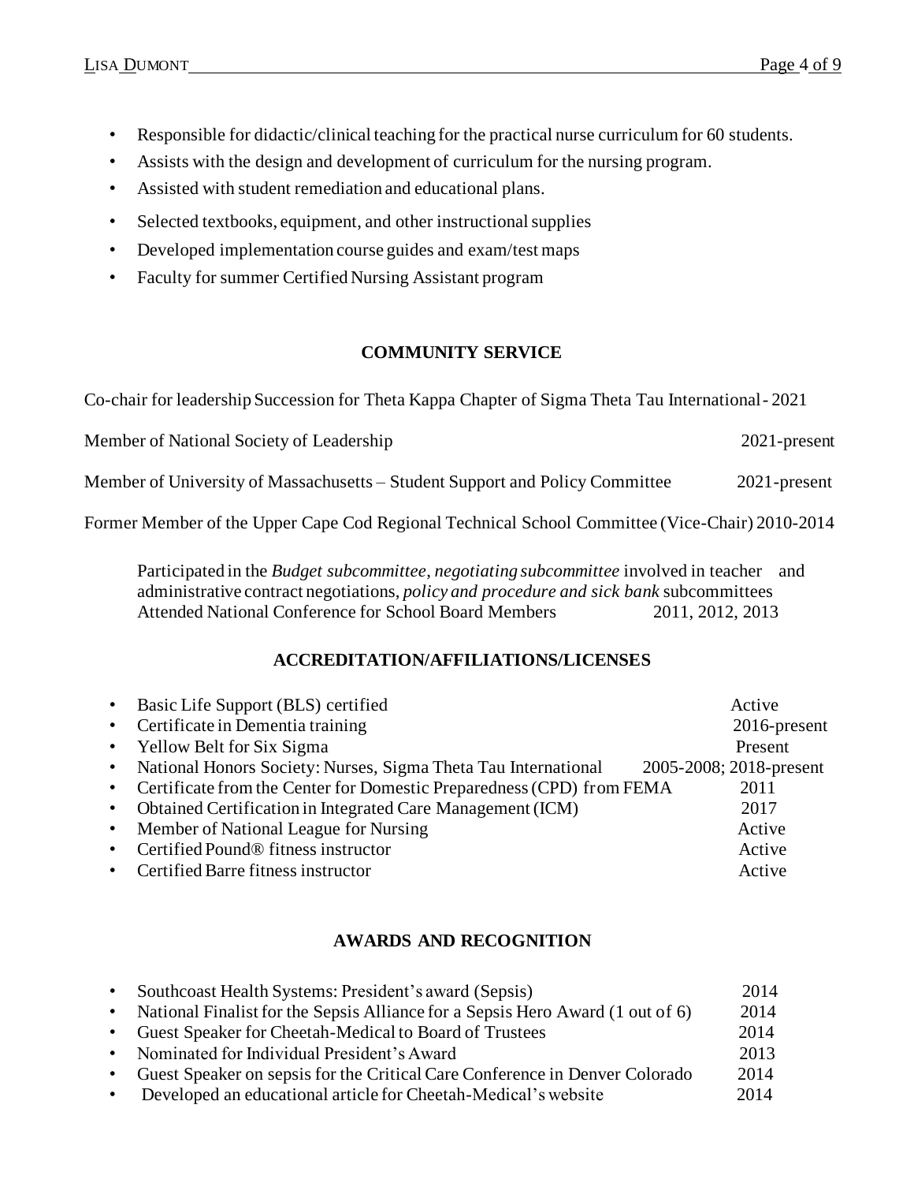- Responsible for didactic/clinical teaching for the practical nurse curriculum for 60 students.
- Assists with the design and development of curriculum for the nursing program.
- Assisted with student remediation and educational plans.
- Selected textbooks, equipment, and other instructional supplies
- Developed implementation course guides and exam/test maps
- Faculty for summer Certified Nursing Assistant program

## COMMUNITY SERVICE

Co-chair for leadership Succession for Theta Kappa Chapter of Sigma Theta Tau International - 2021

Member of National Society of Leadership 2021-present

Member of University of Massachusetts – Student Support and Policy Committee 2021-present

Former Member of the Upper Cape Cod Regional Technical School Committee (Vice-Chair) 2010-2014

Participated in the *Budget subcommittee, negotiating subcommittee* involved in teacher and administrative contract negotiations, *policy and procedure and sick bank* subcommittees
Attended National Conference for School Board Members 2011, 2012, 2013

## ACCREDITATION/AFFILIATIONS/LICENSES

- Basic Life Support (BLS) certified Active
- Certificate in Dementia training 2016-present
- Yellow Belt for Six Sigma Present
- National Honors Society: Nurses, Sigma Theta Tau International 2005-2008; 2018-present
- Certificate from the Center for Domestic Preparedness (CPD) from FEMA 2011
- Obtained Certification in Integrated Care Management (ICM) 2017
- Member of National League for Nursing Active
- Certified Pound® fitness instructor Active
- Certified Barre fitness instructor Active

## AWARDS AND RECOGNITION

- Southcoast Health Systems: President's award (Sepsis) 2014
- National Finalist for the Sepsis Alliance for a Sepsis Hero Award (1 out of 6) 2014
- Guest Speaker for Cheetah-Medical to Board of Trustees 2014
- Nominated for Individual President's Award 2013
- Guest Speaker on sepsis for the Critical Care Conference in Denver Colorado 2014
- Developed an educational article for Cheetah-Medical's website 2014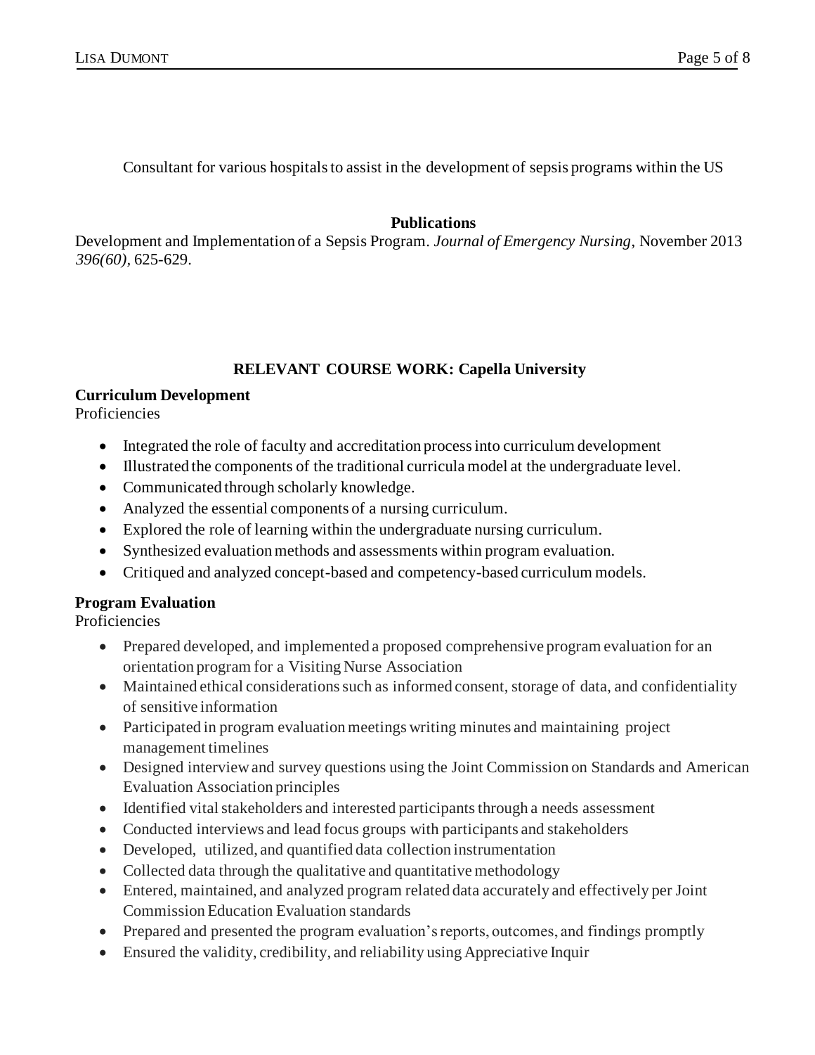Consultant for various hospitals to assist in the development of sepsis programs within the US

## Publications

Development and Implementation of a Sepsis Program. *Journal of Emergency Nursing*, November 2013 *396(60)*, 625-629.

## RELEVANT COURSE WORK: Capella University

**Curriculum Development**
Proficiencies

- Integrated the role of faculty and accreditation process into curriculum development
- Illustrated the components of the traditional curricula model at the undergraduate level.
- Communicated through scholarly knowledge.
- Analyzed the essential components of a nursing curriculum.
- Explored the role of learning within the undergraduate nursing curriculum.
- Synthesized evaluation methods and assessments within program evaluation.
- Critiqued and analyzed concept-based and competency-based curriculum models.

**Program Evaluation**
Proficiencies

- Prepared developed, and implemented a proposed comprehensive program evaluation for an orientation program for a Visiting Nurse Association
- Maintained ethical considerations such as informed consent, storage of data, and confidentiality of sensitive information
- Participated in program evaluation meetings writing minutes and maintaining project management timelines
- Designed interview and survey questions using the Joint Commission on Standards and American Evaluation Association principles
- Identified vital stakeholders and interested participants through a needs assessment
- Conducted interviews and lead focus groups with participants and stakeholders
- Developed, utilized, and quantified data collection instrumentation
- Collected data through the qualitative and quantitative methodology
- Entered, maintained, and analyzed program related data accurately and effectively per Joint Commission Education Evaluation standards
- Prepared and presented the program evaluation's reports, outcomes, and findings promptly
- Ensured the validity, credibility, and reliability using Appreciative Inquir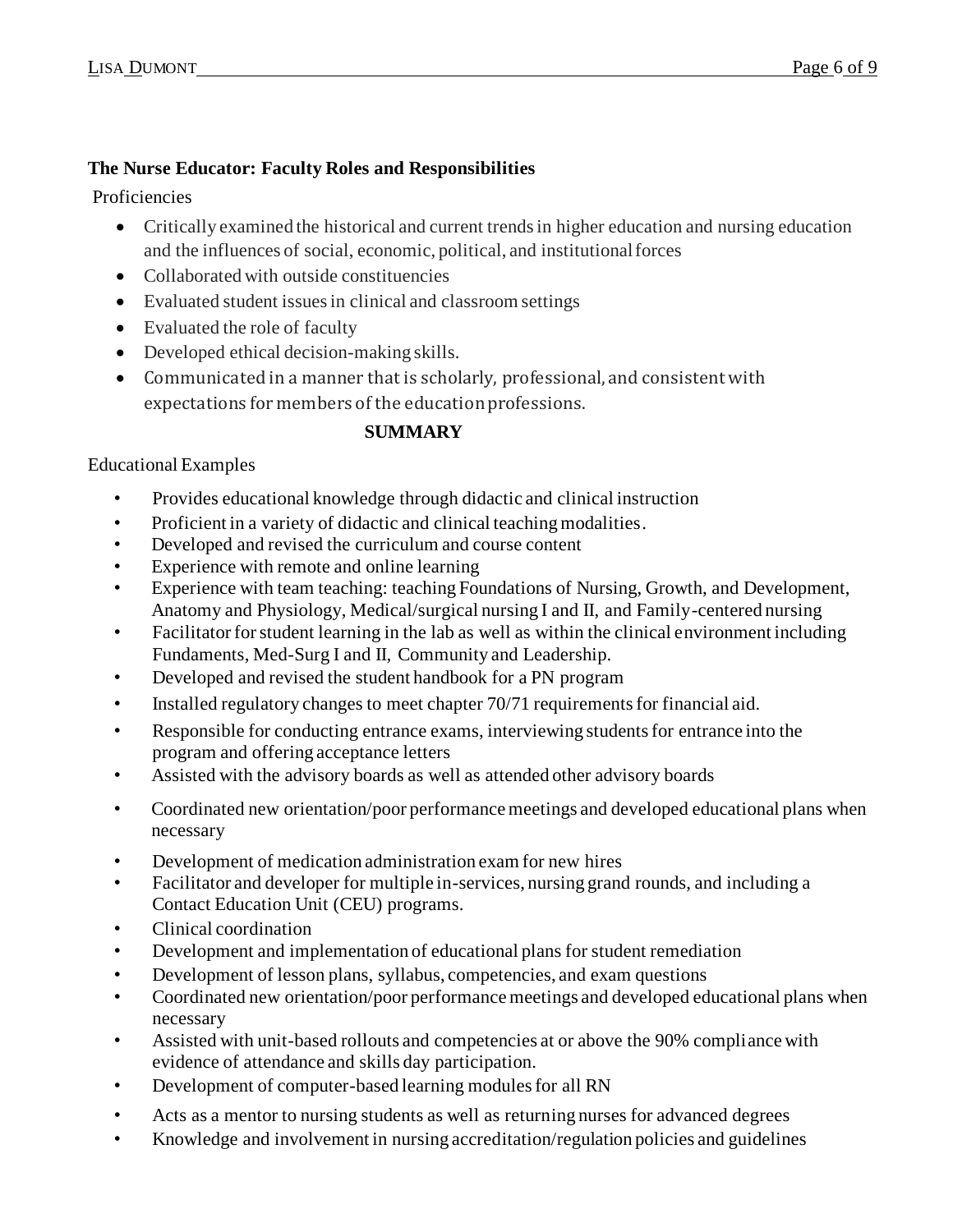**The Nurse Educator: Faculty Roles and Responsibilities**

Proficiencies

- Critically examined the historical and current trends in higher education and nursing education and the influences of social, economic, political, and institutional forces
- Collaborated with outside constituencies
- Evaluated student issues in clinical and classroom settings
- Evaluated the role of faculty
- Developed ethical decision-making skills.
- Communicated in a manner that is scholarly, professional, and consistent with expectations for members of the education professions.

**SUMMARY**

Educational Examples

- Provides educational knowledge through didactic and clinical instruction
- Proficient in a variety of didactic and clinical teaching modalities.
- Developed and revised the curriculum and course content
- Experience with remote and online learning
- Experience with team teaching: teaching Foundations of Nursing, Growth, and Development, Anatomy and Physiology, Medical/surgical nursing I and II, and Family-centered nursing
- Facilitator for student learning in the lab as well as within the clinical environment including Fundaments, Med-Surg I and II, Community and Leadership.
- Developed and revised the student handbook for a PN program
- Installed regulatory changes to meet chapter 70/71 requirements for financial aid.
- Responsible for conducting entrance exams, interviewing students for entrance into the program and offering acceptance letters
- Assisted with the advisory boards as well as attended other advisory boards
- Coordinated new orientation/poor performance meetings and developed educational plans when necessary
- Development of medication administration exam for new hires
- Facilitator and developer for multiple in-services, nursing grand rounds, and including a Contact Education Unit (CEU) programs.
- Clinical coordination
- Development and implementation of educational plans for student remediation
- Development of lesson plans, syllabus, competencies, and exam questions
- Coordinated new orientation/poor performance meetings and developed educational plans when necessary
- Assisted with unit-based rollouts and competencies at or above the 90% compliance with evidence of attendance and skills day participation.
- Development of computer-based learning modules for all RN
- Acts as a mentor to nursing students as well as returning nurses for advanced degrees
- Knowledge and involvement in nursing accreditation/regulation policies and guidelines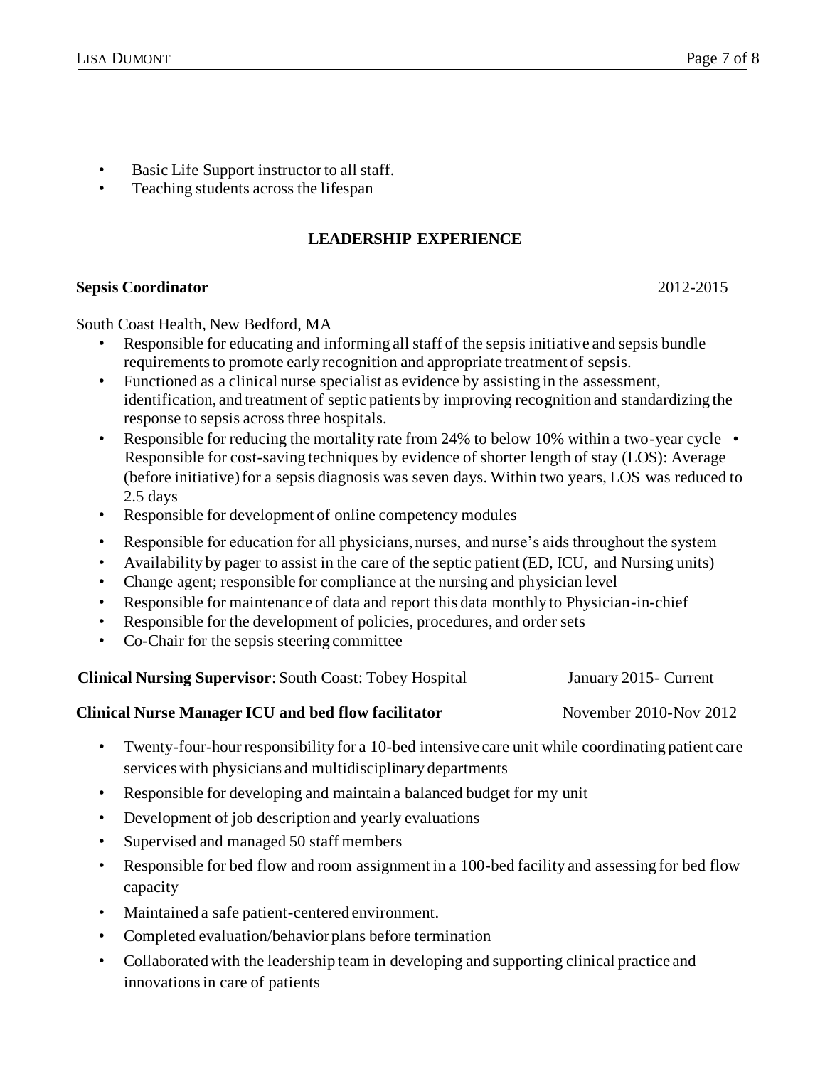- Basic Life Support instructor to all staff.
- Teaching students across the lifespan

## LEADERSHIP EXPERIENCE

**Sepsis Coordinator** 2012-2015

South Coast Health, New Bedford, MA

- Responsible for educating and informing all staff of the sepsis initiative and sepsis bundle requirements to promote early recognition and appropriate treatment of sepsis.
- Functioned as a clinical nurse specialist as evidence by assisting in the assessment, identification, and treatment of septic patients by improving recognition and standardizing the response to sepsis across three hospitals.
- Responsible for reducing the mortality rate from 24% to below 10% within a two-year cycle • Responsible for cost-saving techniques by evidence of shorter length of stay (LOS): Average (before initiative) for a sepsis diagnosis was seven days. Within two years, LOS was reduced to 2.5 days
- Responsible for development of online competency modules
- Responsible for education for all physicians, nurses, and nurse's aids throughout the system
- Availability by pager to assist in the care of the septic patient (ED, ICU, and Nursing units)
- Change agent; responsible for compliance at the nursing and physician level
- Responsible for maintenance of data and report this data monthly to Physician-in-chief
- Responsible for the development of policies, procedures, and order sets
- Co-Chair for the sepsis steering committee

**Clinical Nursing Supervisor**: South Coast: Tobey Hospital January 2015- Current

**Clinical Nurse Manager ICU and bed flow facilitator** November 2010-Nov 2012

- Twenty-four-hour responsibility for a 10-bed intensive care unit while coordinating patient care services with physicians and multidisciplinary departments
- Responsible for developing and maintain a balanced budget for my unit
- Development of job description and yearly evaluations
- Supervised and managed 50 staff members
- Responsible for bed flow and room assignment in a 100-bed facility and assessing for bed flow capacity
- Maintained a safe patient-centered environment.
- Completed evaluation/behavior plans before termination
- Collaborated with the leadership team in developing and supporting clinical practice and innovations in care of patients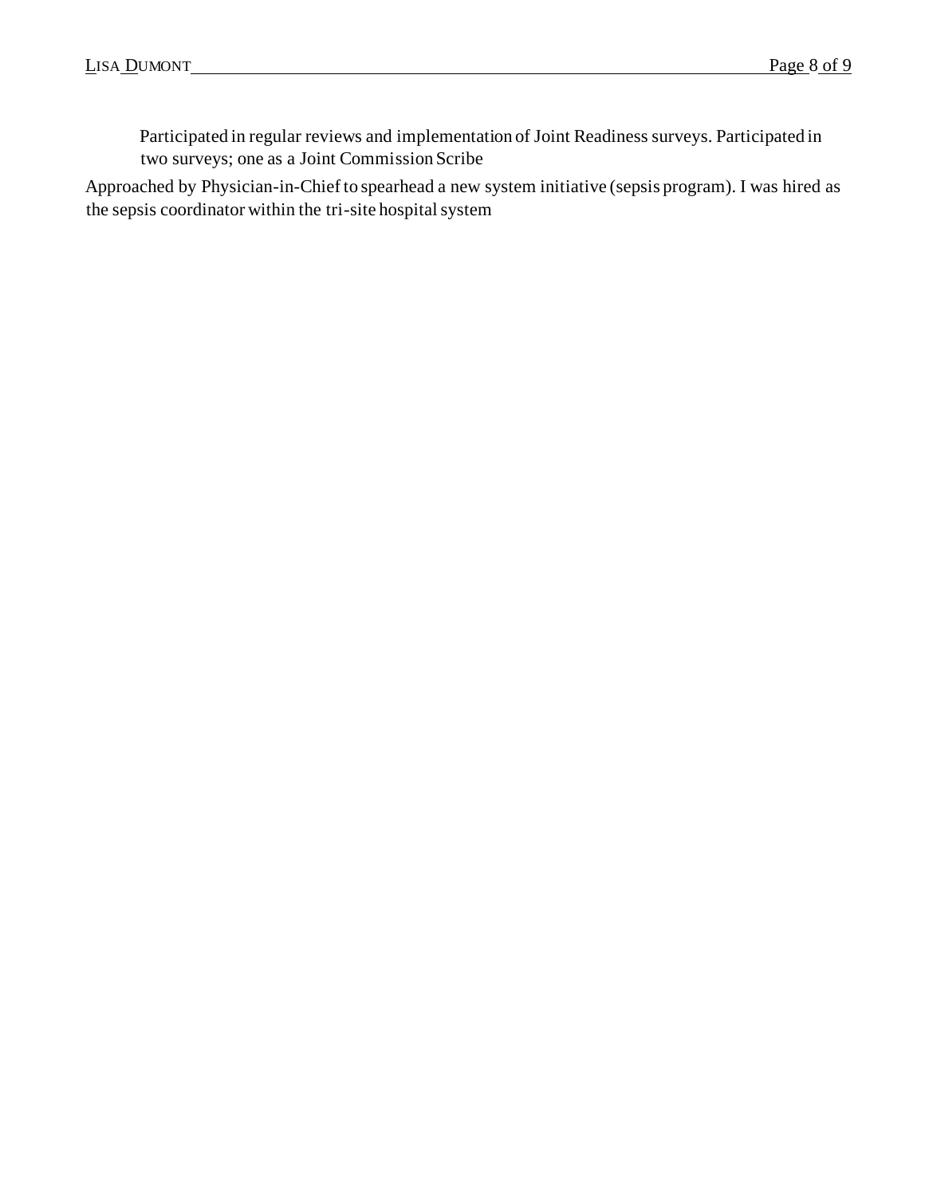Participated in regular reviews and implementation of Joint Readiness surveys. Participated in two surveys; one as a Joint Commission Scribe

Approached by Physician-in-Chief to spearhead a new system initiative (sepsis program). I was hired as the sepsis coordinator within the tri-site hospital system